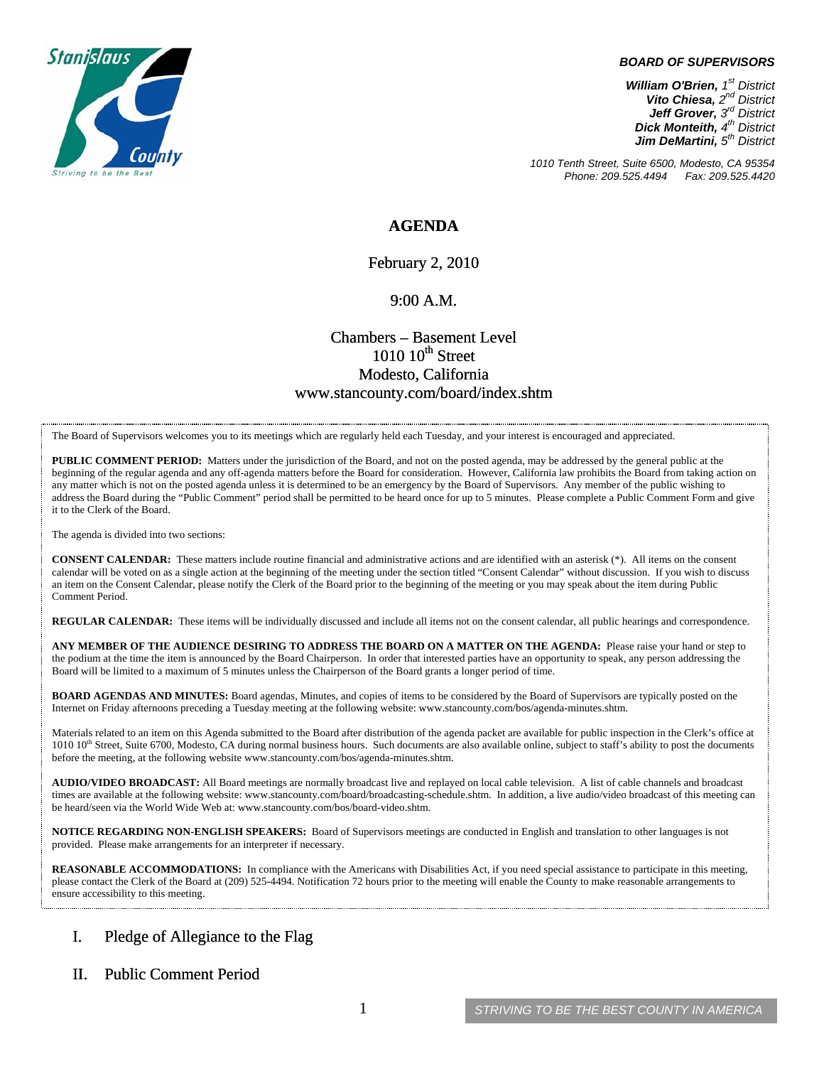**BOARD OF SUPERVISORS**

*William O'Brien, 1st District*
*Vito Chiesa, 2nd District*
*Jeff Grover, 3rd District*
*Dick Monteith, 4th District*
*Jim DeMartini, 5th District*

*1010 Tenth Street, Suite 6500, Modesto, CA 95354*
*Phone: 209.525.4494 Fax: 209.525.4420*

# AGENDA

February 2, 2010

9:00 A.M.

Chambers – Basement Level
1010 10th Street
Modesto, California
www.stancounty.com/board/index.shtm

The Board of Supervisors welcomes you to its meetings which are regularly held each Tuesday, and your interest is encouraged and appreciated.

**PUBLIC COMMENT PERIOD:** Matters under the jurisdiction of the Board, and not on the posted agenda, may be addressed by the general public at the beginning of the regular agenda and any off-agenda matters before the Board for consideration. However, California law prohibits the Board from taking action on any matter which is not on the posted agenda unless it is determined to be an emergency by the Board of Supervisors. Any member of the public wishing to address the Board during the "Public Comment" period shall be permitted to be heard once for up to 5 minutes. Please complete a Public Comment Form and give it to the Clerk of the Board.

The agenda is divided into two sections:

**CONSENT CALENDAR:** These matters include routine financial and administrative actions and are identified with an asterisk (*). All items on the consent calendar will be voted on as a single action at the beginning of the meeting under the section titled "Consent Calendar" without discussion. If you wish to discuss an item on the Consent Calendar, please notify the Clerk of the Board prior to the beginning of the meeting or you may speak about the item during Public Comment Period.

**REGULAR CALENDAR:** These items will be individually discussed and include all items not on the consent calendar, all public hearings and correspondence.

**ANY MEMBER OF THE AUDIENCE DESIRING TO ADDRESS THE BOARD ON A MATTER ON THE AGENDA:** Please raise your hand or step to the podium at the time the item is announced by the Board Chairperson. In order that interested parties have an opportunity to speak, any person addressing the Board will be limited to a maximum of 5 minutes unless the Chairperson of the Board grants a longer period of time.

**BOARD AGENDAS AND MINUTES:** Board agendas, Minutes, and copies of items to be considered by the Board of Supervisors are typically posted on the Internet on Friday afternoons preceding a Tuesday meeting at the following website: www.stancounty.com/bos/agenda-minutes.shtm.

Materials related to an item on this Agenda submitted to the Board after distribution of the agenda packet are available for public inspection in the Clerk's office at 1010 10th Street, Suite 6700, Modesto, CA during normal business hours. Such documents are also available online, subject to staff's ability to post the documents before the meeting, at the following website www.stancounty.com/bos/agenda-minutes.shtm.

**AUDIO/VIDEO BROADCAST:** All Board meetings are normally broadcast live and replayed on local cable television. A list of cable channels and broadcast times are available at the following website: www.stancounty.com/board/broadcasting-schedule.shtm. In addition, a live audio/video broadcast of this meeting can be heard/seen via the World Wide Web at: www.stancounty.com/bos/board-video.shtm.

**NOTICE REGARDING NON-ENGLISH SPEAKERS:** Board of Supervisors meetings are conducted in English and translation to other languages is not provided. Please make arrangements for an interpreter if necessary.

**REASONABLE ACCOMMODATIONS:** In compliance with the Americans with Disabilities Act, if you need special assistance to participate in this meeting, please contact the Clerk of the Board at (209) 525-4494. Notification 72 hours prior to the meeting will enable the County to make reasonable arrangements to ensure accessibility to this meeting.

## I. Pledge of Allegiance to the Flag

## II. Public Comment Period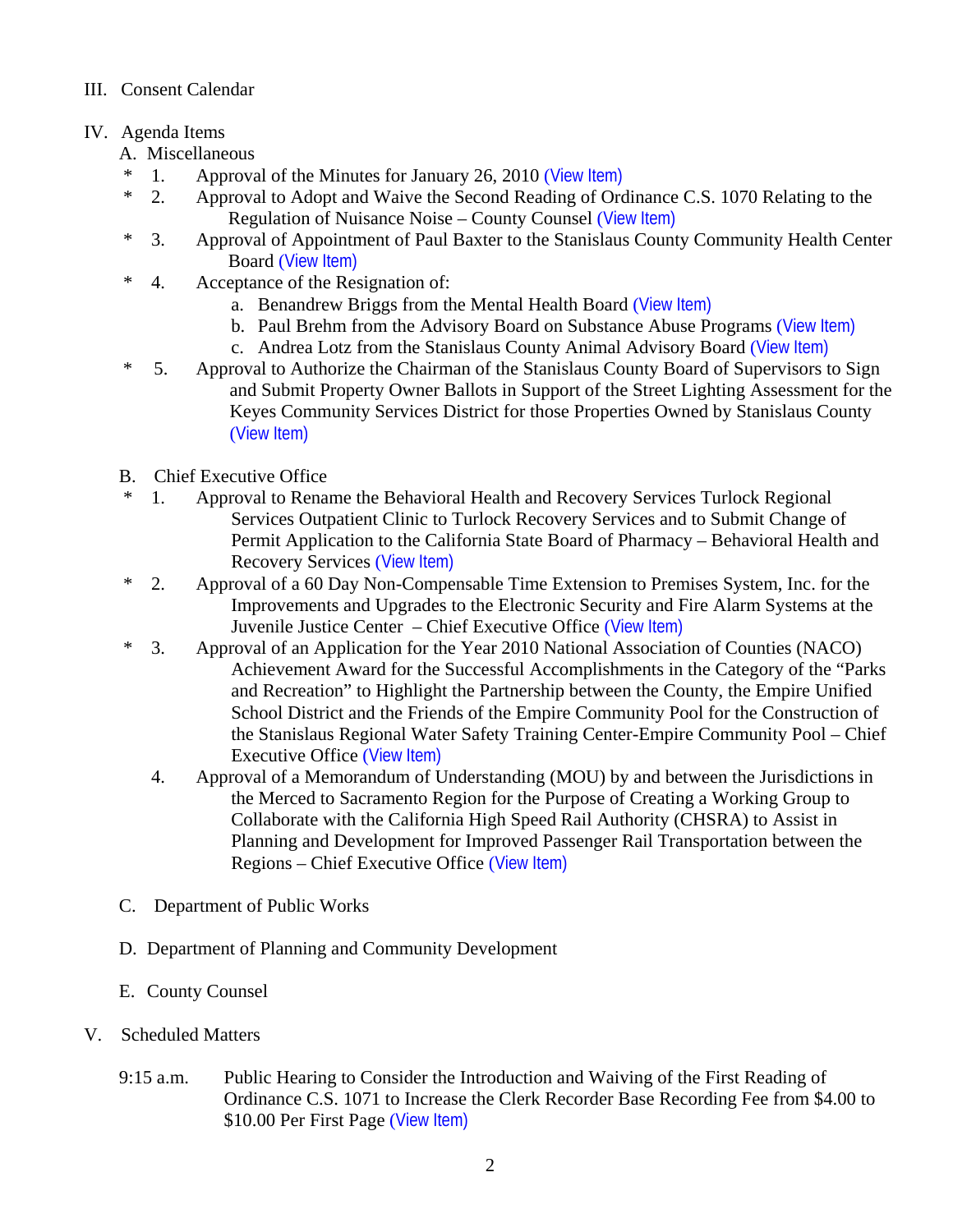III. Consent Calendar

IV. Agenda Items

A. Miscellaneous

- \* 1. Approval of the Minutes for January 26, 2010 (View Item)
- \* 2. Approval to Adopt and Waive the Second Reading of Ordinance C.S. 1070 Relating to the Regulation of Nuisance Noise – County Counsel (View Item)
- \* 3. Approval of Appointment of Paul Baxter to the Stanislaus County Community Health Center Board (View Item)
- \* 4. Acceptance of the Resignation of:
  - a. Benandrew Briggs from the Mental Health Board (View Item)
  - b. Paul Brehm from the Advisory Board on Substance Abuse Programs (View Item)
  - c. Andrea Lotz from the Stanislaus County Animal Advisory Board (View Item)
- \* 5. Approval to Authorize the Chairman of the Stanislaus County Board of Supervisors to Sign and Submit Property Owner Ballots in Support of the Street Lighting Assessment for the Keyes Community Services District for those Properties Owned by Stanislaus County (View Item)

B. Chief Executive Office

- \* 1. Approval to Rename the Behavioral Health and Recovery Services Turlock Regional Services Outpatient Clinic to Turlock Recovery Services and to Submit Change of Permit Application to the California State Board of Pharmacy – Behavioral Health and Recovery Services (View Item)
- \* 2. Approval of a 60 Day Non-Compensable Time Extension to Premises System, Inc. for the Improvements and Upgrades to the Electronic Security and Fire Alarm Systems at the Juvenile Justice Center – Chief Executive Office (View Item)
- \* 3. Approval of an Application for the Year 2010 National Association of Counties (NACO) Achievement Award for the Successful Accomplishments in the Category of the "Parks and Recreation" to Highlight the Partnership between the County, the Empire Unified School District and the Friends of the Empire Community Pool for the Construction of the Stanislaus Regional Water Safety Training Center-Empire Community Pool – Chief Executive Office (View Item)
- 4. Approval of a Memorandum of Understanding (MOU) by and between the Jurisdictions in the Merced to Sacramento Region for the Purpose of Creating a Working Group to Collaborate with the California High Speed Rail Authority (CHSRA) to Assist in Planning and Development for Improved Passenger Rail Transportation between the Regions – Chief Executive Office (View Item)

C. Department of Public Works

D. Department of Planning and Community Development

E. County Counsel

V. Scheduled Matters

9:15 a.m. Public Hearing to Consider the Introduction and Waiving of the First Reading of Ordinance C.S. 1071 to Increase the Clerk Recorder Base Recording Fee from $4.00 to $10.00 Per First Page (View Item)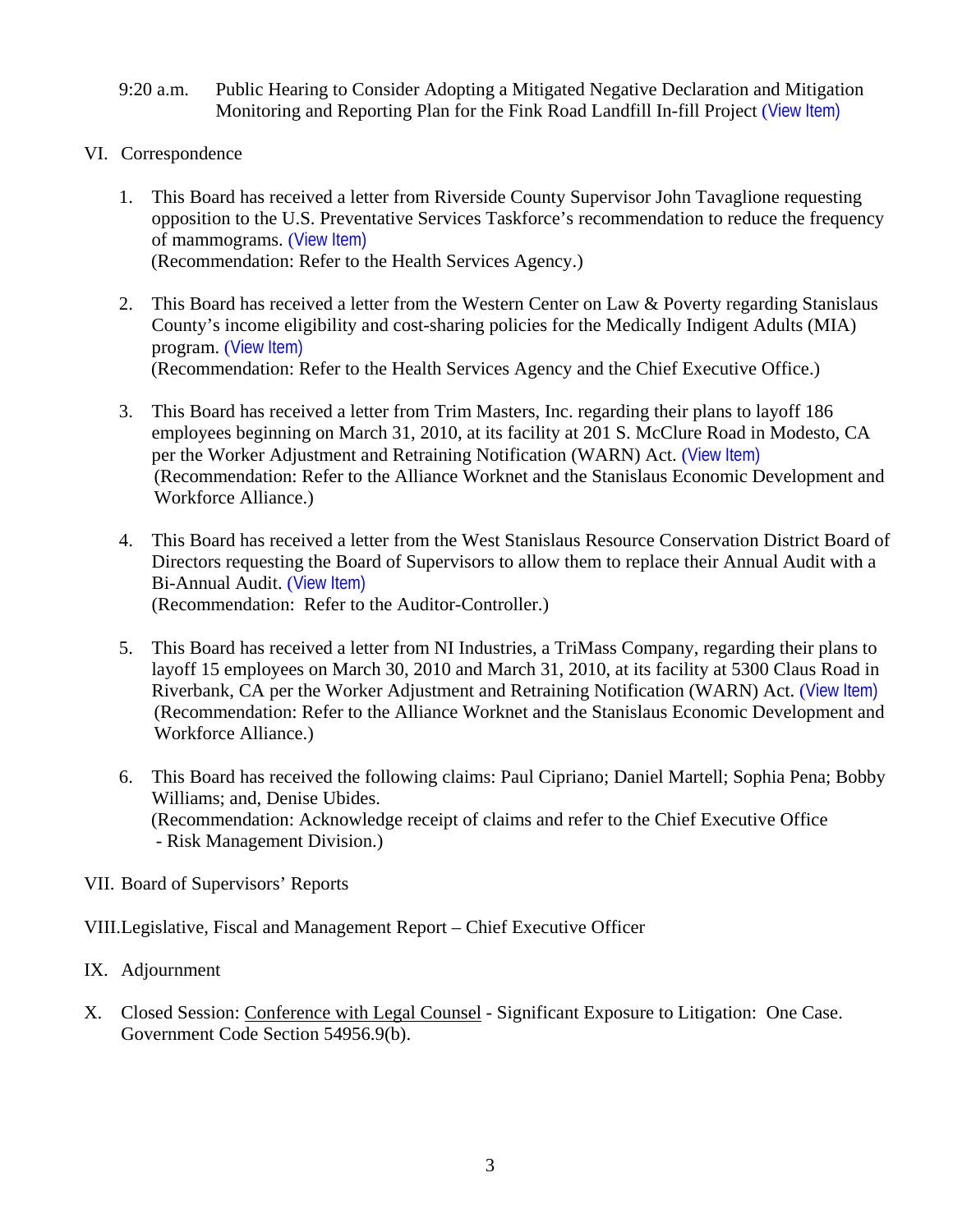9:20 a.m. Public Hearing to Consider Adopting a Mitigated Negative Declaration and Mitigation Monitoring and Reporting Plan for the Fink Road Landfill In-fill Project (View Item)

VI. Correspondence

1. This Board has received a letter from Riverside County Supervisor John Tavaglione requesting opposition to the U.S. Preventative Services Taskforce's recommendation to reduce the frequency of mammograms. (View Item)
   (Recommendation: Refer to the Health Services Agency.)

2. This Board has received a letter from the Western Center on Law & Poverty regarding Stanislaus County's income eligibility and cost-sharing policies for the Medically Indigent Adults (MIA) program. (View Item)
   (Recommendation: Refer to the Health Services Agency and the Chief Executive Office.)

3. This Board has received a letter from Trim Masters, Inc. regarding their plans to layoff 186 employees beginning on March 31, 2010, at its facility at 201 S. McClure Road in Modesto, CA per the Worker Adjustment and Retraining Notification (WARN) Act. (View Item)
   (Recommendation: Refer to the Alliance Worknet and the Stanislaus Economic Development and Workforce Alliance.)

4. This Board has received a letter from the West Stanislaus Resource Conservation District Board of Directors requesting the Board of Supervisors to allow them to replace their Annual Audit with a Bi-Annual Audit. (View Item)
   (Recommendation: Refer to the Auditor-Controller.)

5. This Board has received a letter from NI Industries, a TriMass Company, regarding their plans to layoff 15 employees on March 30, 2010 and March 31, 2010, at its facility at 5300 Claus Road in Riverbank, CA per the Worker Adjustment and Retraining Notification (WARN) Act. (View Item)
   (Recommendation: Refer to the Alliance Worknet and the Stanislaus Economic Development and Workforce Alliance.)

6. This Board has received the following claims: Paul Cipriano; Daniel Martell; Sophia Pena; Bobby Williams; and, Denise Ubides.
   (Recommendation: Acknowledge receipt of claims and refer to the Chief Executive Office - Risk Management Division.)

VII. Board of Supervisors' Reports

VIII. Legislative, Fiscal and Management Report – Chief Executive Officer

IX. Adjournment

X. Closed Session: Conference with Legal Counsel - Significant Exposure to Litigation: One Case. Government Code Section 54956.9(b).